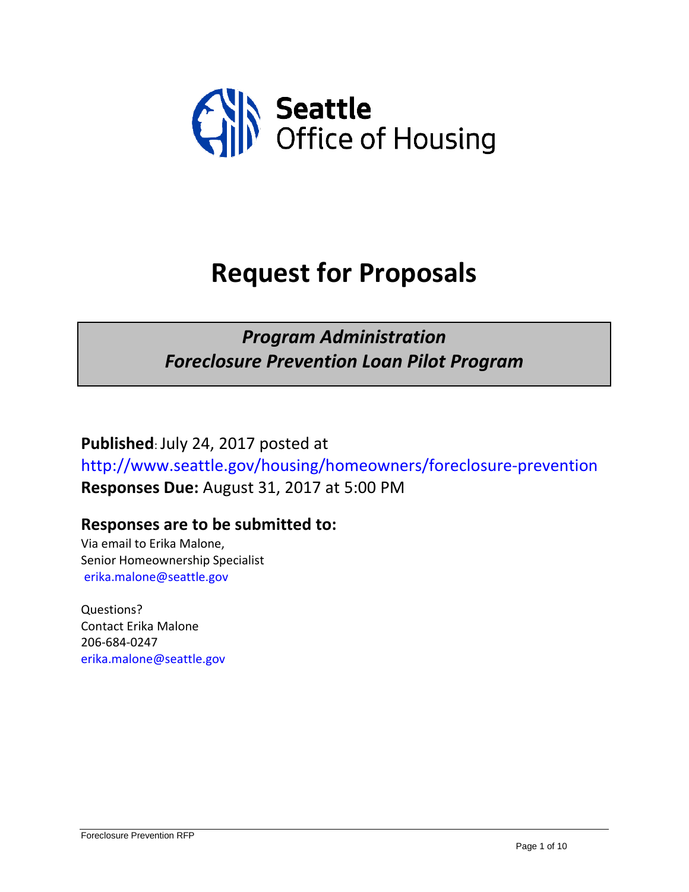Seattle
Office of Housing

# Request for Proposals

***Program Administration***
***Foreclosure Prevention Loan Pilot Program***

**Published**: July 24, 2017 posted at
http://www.seattle.gov/housing/homeowners/foreclosure-prevention
**Responses Due:** August 31, 2017 at 5:00 PM

### Responses are to be submitted to:

Via email to Erika Malone,
Senior Homeownership Specialist
erika.malone@seattle.gov

Questions?
Contact Erika Malone
206-684-0247
erika.malone@seattle.gov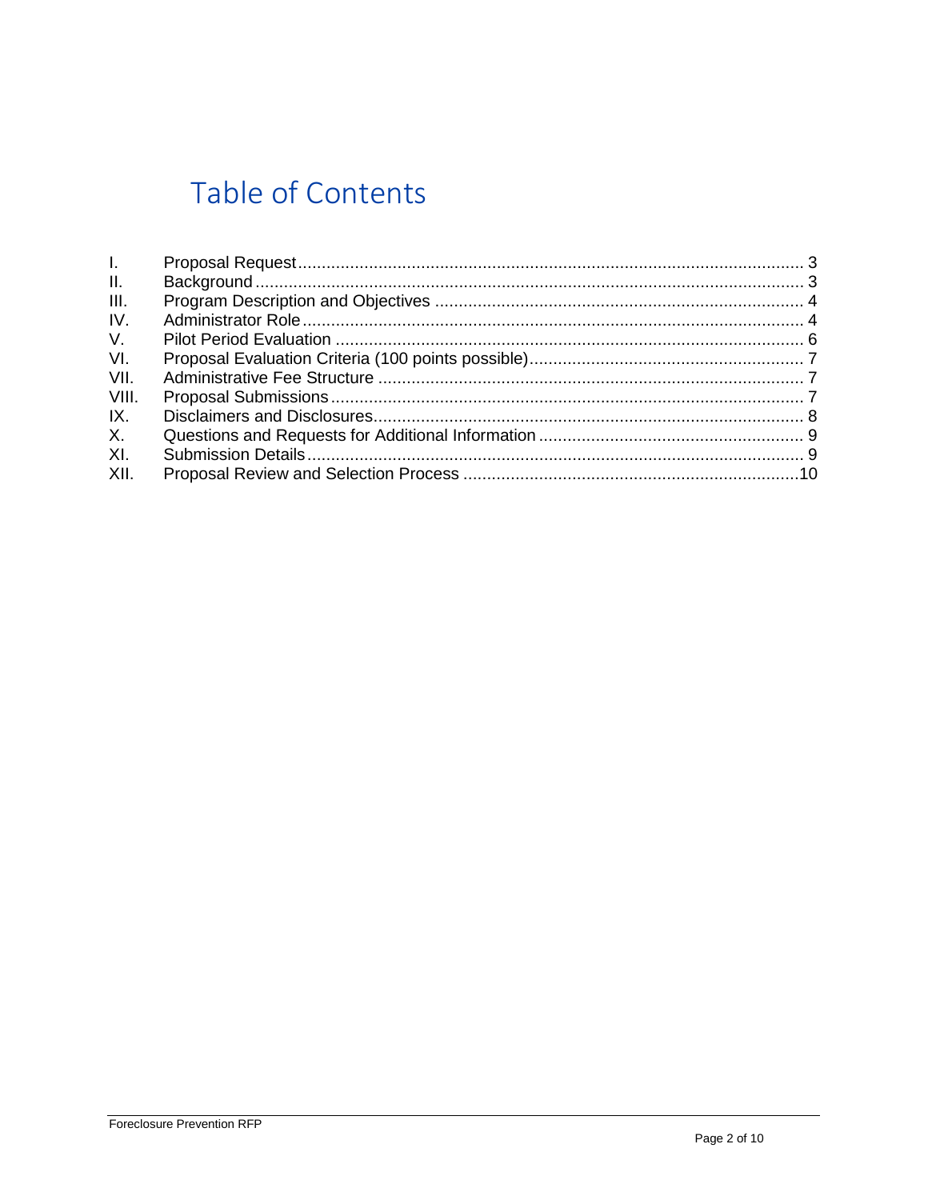# Table of Contents

| | | |
|---|---|---|
| I. | Proposal Request | 3 |
| II. | Background | 3 |
| III. | Program Description and Objectives | 4 |
| IV. | Administrator Role | 4 |
| V. | Pilot Period Evaluation | 6 |
| VI. | Proposal Evaluation Criteria (100 points possible) | 7 |
| VII. | Administrative Fee Structure | 7 |
| VIII. | Proposal Submissions | 7 |
| IX. | Disclaimers and Disclosures | 8 |
| X. | Questions and Requests for Additional Information | 9 |
| XI. | Submission Details | 9 |
| XII. | Proposal Review and Selection Process | 10 |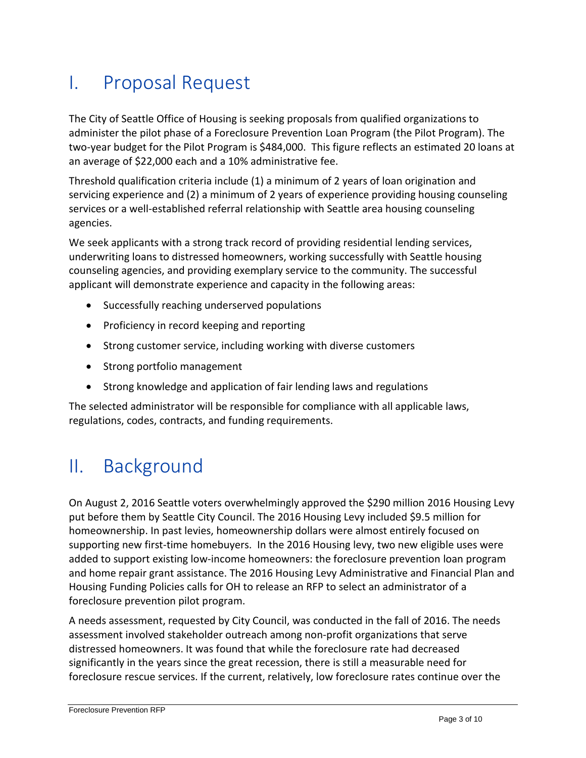# I. Proposal Request

The City of Seattle Office of Housing is seeking proposals from qualified organizations to administer the pilot phase of a Foreclosure Prevention Loan Program (the Pilot Program). The two-year budget for the Pilot Program is $484,000. This figure reflects an estimated 20 loans at an average of $22,000 each and a 10% administrative fee.

Threshold qualification criteria include (1) a minimum of 2 years of loan origination and servicing experience and (2) a minimum of 2 years of experience providing housing counseling services or a well-established referral relationship with Seattle area housing counseling agencies.

We seek applicants with a strong track record of providing residential lending services, underwriting loans to distressed homeowners, working successfully with Seattle housing counseling agencies, and providing exemplary service to the community. The successful applicant will demonstrate experience and capacity in the following areas:

- Successfully reaching underserved populations
- Proficiency in record keeping and reporting
- Strong customer service, including working with diverse customers
- Strong portfolio management
- Strong knowledge and application of fair lending laws and regulations

The selected administrator will be responsible for compliance with all applicable laws, regulations, codes, contracts, and funding requirements.

# II. Background

On August 2, 2016 Seattle voters overwhelmingly approved the $290 million 2016 Housing Levy put before them by Seattle City Council. The 2016 Housing Levy included $9.5 million for homeownership. In past levies, homeownership dollars were almost entirely focused on supporting new first-time homebuyers. In the 2016 Housing levy, two new eligible uses were added to support existing low-income homeowners: the foreclosure prevention loan program and home repair grant assistance. The 2016 Housing Levy Administrative and Financial Plan and Housing Funding Policies calls for OH to release an RFP to select an administrator of a foreclosure prevention pilot program.

A needs assessment, requested by City Council, was conducted in the fall of 2016. The needs assessment involved stakeholder outreach among non-profit organizations that serve distressed homeowners. It was found that while the foreclosure rate had decreased significantly in the years since the great recession, there is still a measurable need for foreclosure rescue services. If the current, relatively, low foreclosure rates continue over the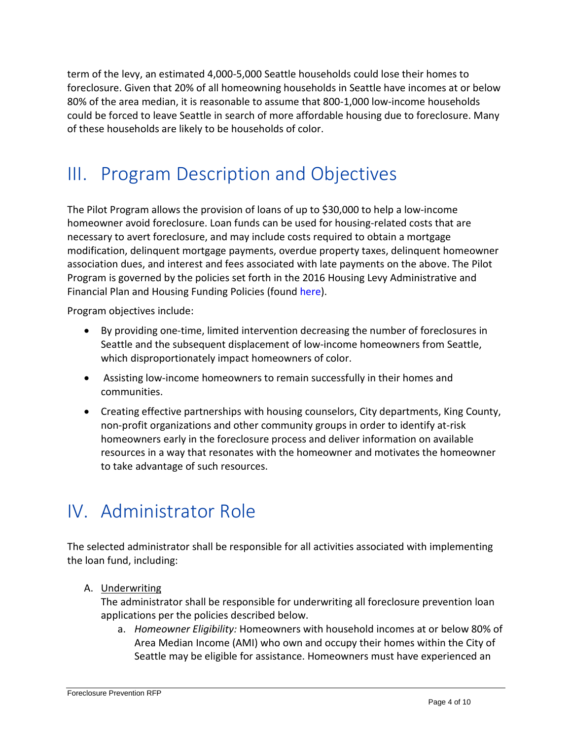term of the levy, an estimated 4,000-5,000 Seattle households could lose their homes to foreclosure. Given that 20% of all homeowning households in Seattle have incomes at or below 80% of the area median, it is reasonable to assume that 800-1,000 low-income households could be forced to leave Seattle in search of more affordable housing due to foreclosure. Many of these households are likely to be households of color.

# III. Program Description and Objectives

The Pilot Program allows the provision of loans of up to $30,000 to help a low-income homeowner avoid foreclosure. Loan funds can be used for housing-related costs that are necessary to avert foreclosure, and may include costs required to obtain a mortgage modification, delinquent mortgage payments, overdue property taxes, delinquent homeowner association dues, and interest and fees associated with late payments on the above. The Pilot Program is governed by the policies set forth in the 2016 Housing Levy Administrative and Financial Plan and Housing Funding Policies (found here).

Program objectives include:

- By providing one-time, limited intervention decreasing the number of foreclosures in Seattle and the subsequent displacement of low-income homeowners from Seattle, which disproportionately impact homeowners of color.
- Assisting low-income homeowners to remain successfully in their homes and communities.
- Creating effective partnerships with housing counselors, City departments, King County, non-profit organizations and other community groups in order to identify at-risk homeowners early in the foreclosure process and deliver information on available resources in a way that resonates with the homeowner and motivates the homeowner to take advantage of such resources.

# IV. Administrator Role

The selected administrator shall be responsible for all activities associated with implementing the loan fund, including:

A. Underwriting

   The administrator shall be responsible for underwriting all foreclosure prevention loan applications per the policies described below.

   a. *Homeowner Eligibility:* Homeowners with household incomes at or below 80% of Area Median Income (AMI) who own and occupy their homes within the City of Seattle may be eligible for assistance. Homeowners must have experienced an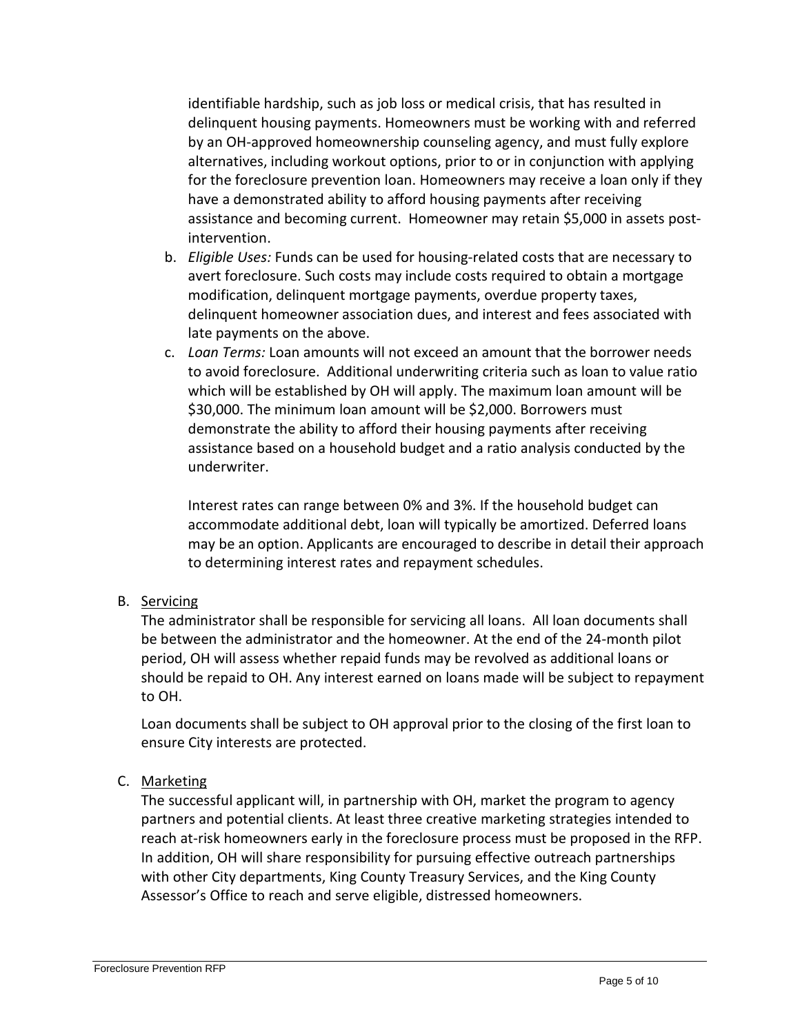identifiable hardship, such as job loss or medical crisis, that has resulted in delinquent housing payments. Homeowners must be working with and referred by an OH-approved homeownership counseling agency, and must fully explore alternatives, including workout options, prior to or in conjunction with applying for the foreclosure prevention loan. Homeowners may receive a loan only if they have a demonstrated ability to afford housing payments after receiving assistance and becoming current. Homeowner may retain $5,000 in assets post-intervention.

b. *Eligible Uses:* Funds can be used for housing-related costs that are necessary to avert foreclosure. Such costs may include costs required to obtain a mortgage modification, delinquent mortgage payments, overdue property taxes, delinquent homeowner association dues, and interest and fees associated with late payments on the above.

c. *Loan Terms:* Loan amounts will not exceed an amount that the borrower needs to avoid foreclosure. Additional underwriting criteria such as loan to value ratio which will be established by OH will apply. The maximum loan amount will be $30,000. The minimum loan amount will be $2,000. Borrowers must demonstrate the ability to afford their housing payments after receiving assistance based on a household budget and a ratio analysis conducted by the underwriter.

   Interest rates can range between 0% and 3%. If the household budget can accommodate additional debt, loan will typically be amortized. Deferred loans may be an option. Applicants are encouraged to describe in detail their approach to determining interest rates and repayment schedules.

B. <u>Servicing</u>

The administrator shall be responsible for servicing all loans. All loan documents shall be between the administrator and the homeowner. At the end of the 24-month pilot period, OH will assess whether repaid funds may be revolved as additional loans or should be repaid to OH. Any interest earned on loans made will be subject to repayment to OH.

Loan documents shall be subject to OH approval prior to the closing of the first loan to ensure City interests are protected.

C. <u>Marketing</u>

The successful applicant will, in partnership with OH, market the program to agency partners and potential clients. At least three creative marketing strategies intended to reach at-risk homeowners early in the foreclosure process must be proposed in the RFP. In addition, OH will share responsibility for pursuing effective outreach partnerships with other City departments, King County Treasury Services, and the King County Assessor's Office to reach and serve eligible, distressed homeowners.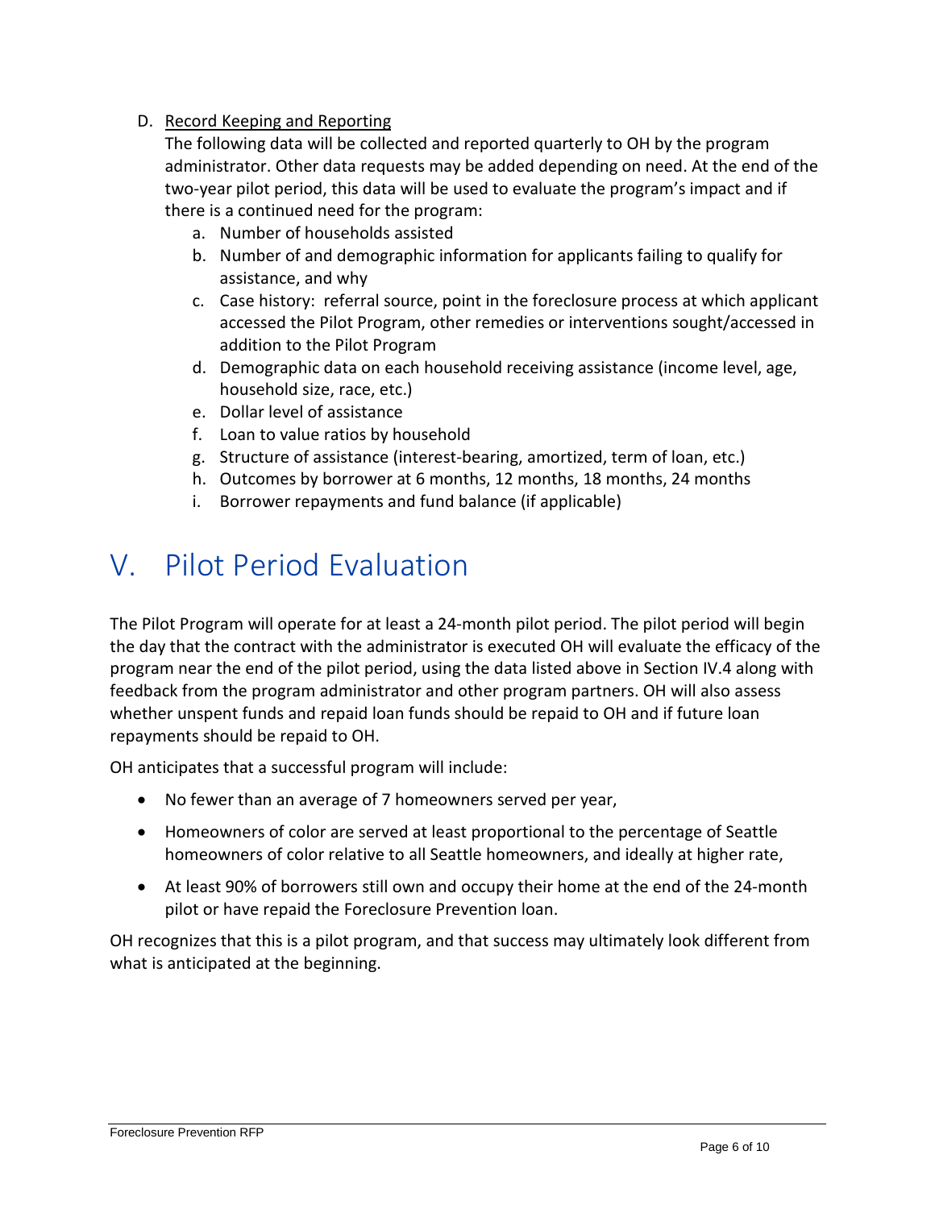D. Record Keeping and Reporting

The following data will be collected and reported quarterly to OH by the program administrator. Other data requests may be added depending on need. At the end of the two-year pilot period, this data will be used to evaluate the program's impact and if there is a continued need for the program:

a. Number of households assisted
b. Number of and demographic information for applicants failing to qualify for assistance, and why
c. Case history: referral source, point in the foreclosure process at which applicant accessed the Pilot Program, other remedies or interventions sought/accessed in addition to the Pilot Program
d. Demographic data on each household receiving assistance (income level, age, household size, race, etc.)
e. Dollar level of assistance
f. Loan to value ratios by household
g. Structure of assistance (interest-bearing, amortized, term of loan, etc.)
h. Outcomes by borrower at 6 months, 12 months, 18 months, 24 months
i. Borrower repayments and fund balance (if applicable)

# V. Pilot Period Evaluation

The Pilot Program will operate for at least a 24-month pilot period. The pilot period will begin the day that the contract with the administrator is executed OH will evaluate the efficacy of the program near the end of the pilot period, using the data listed above in Section IV.4 along with feedback from the program administrator and other program partners. OH will also assess whether unspent funds and repaid loan funds should be repaid to OH and if future loan repayments should be repaid to OH.

OH anticipates that a successful program will include:

- No fewer than an average of 7 homeowners served per year,
- Homeowners of color are served at least proportional to the percentage of Seattle homeowners of color relative to all Seattle homeowners, and ideally at higher rate,
- At least 90% of borrowers still own and occupy their home at the end of the 24-month pilot or have repaid the Foreclosure Prevention loan.

OH recognizes that this is a pilot program, and that success may ultimately look different from what is anticipated at the beginning.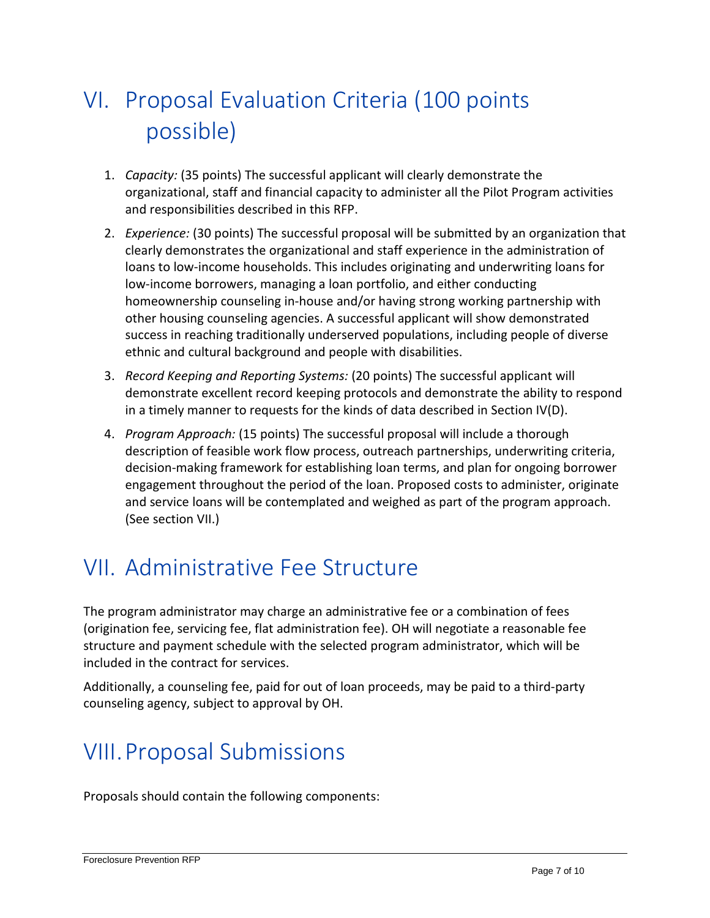# VI. Proposal Evaluation Criteria (100 points possible)

1. *Capacity:* (35 points) The successful applicant will clearly demonstrate the organizational, staff and financial capacity to administer all the Pilot Program activities and responsibilities described in this RFP.
2. *Experience:* (30 points) The successful proposal will be submitted by an organization that clearly demonstrates the organizational and staff experience in the administration of loans to low-income households. This includes originating and underwriting loans for low-income borrowers, managing a loan portfolio, and either conducting homeownership counseling in-house and/or having strong working partnership with other housing counseling agencies. A successful applicant will show demonstrated success in reaching traditionally underserved populations, including people of diverse ethnic and cultural background and people with disabilities.
3. *Record Keeping and Reporting Systems:* (20 points) The successful applicant will demonstrate excellent record keeping protocols and demonstrate the ability to respond in a timely manner to requests for the kinds of data described in Section IV(D).
4. *Program Approach:* (15 points) The successful proposal will include a thorough description of feasible work flow process, outreach partnerships, underwriting criteria, decision-making framework for establishing loan terms, and plan for ongoing borrower engagement throughout the period of the loan. Proposed costs to administer, originate and service loans will be contemplated and weighed as part of the program approach. (See section VII.)

# VII. Administrative Fee Structure

The program administrator may charge an administrative fee or a combination of fees (origination fee, servicing fee, flat administration fee). OH will negotiate a reasonable fee structure and payment schedule with the selected program administrator, which will be included in the contract for services.

Additionally, a counseling fee, paid for out of loan proceeds, may be paid to a third-party counseling agency, subject to approval by OH.

# VIII. Proposal Submissions

Proposals should contain the following components: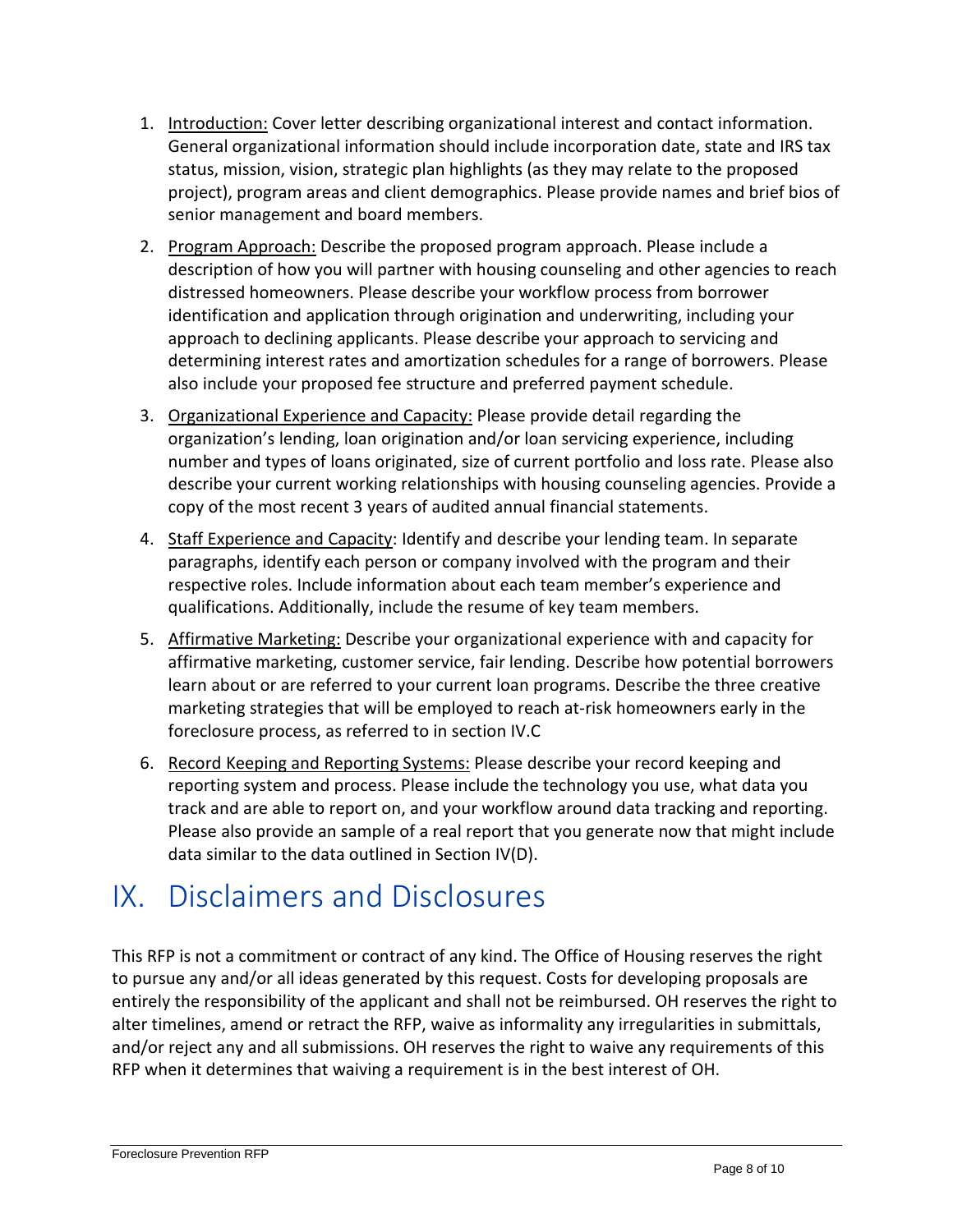1. Introduction: Cover letter describing organizational interest and contact information. General organizational information should include incorporation date, state and IRS tax status, mission, vision, strategic plan highlights (as they may relate to the proposed project), program areas and client demographics. Please provide names and brief bios of senior management and board members.
2. Program Approach: Describe the proposed program approach. Please include a description of how you will partner with housing counseling and other agencies to reach distressed homeowners. Please describe your workflow process from borrower identification and application through origination and underwriting, including your approach to declining applicants. Please describe your approach to servicing and determining interest rates and amortization schedules for a range of borrowers. Please also include your proposed fee structure and preferred payment schedule.
3. Organizational Experience and Capacity: Please provide detail regarding the organization's lending, loan origination and/or loan servicing experience, including number and types of loans originated, size of current portfolio and loss rate. Please also describe your current working relationships with housing counseling agencies. Provide a copy of the most recent 3 years of audited annual financial statements.
4. Staff Experience and Capacity: Identify and describe your lending team. In separate paragraphs, identify each person or company involved with the program and their respective roles. Include information about each team member's experience and qualifications. Additionally, include the resume of key team members.
5. Affirmative Marketing: Describe your organizational experience with and capacity for affirmative marketing, customer service, fair lending. Describe how potential borrowers learn about or are referred to your current loan programs. Describe the three creative marketing strategies that will be employed to reach at-risk homeowners early in the foreclosure process, as referred to in section IV.C
6. Record Keeping and Reporting Systems: Please describe your record keeping and reporting system and process. Please include the technology you use, what data you track and are able to report on, and your workflow around data tracking and reporting. Please also provide an sample of a real report that you generate now that might include data similar to the data outlined in Section IV(D).

# IX. Disclaimers and Disclosures

This RFP is not a commitment or contract of any kind. The Office of Housing reserves the right to pursue any and/or all ideas generated by this request. Costs for developing proposals are entirely the responsibility of the applicant and shall not be reimbursed. OH reserves the right to alter timelines, amend or retract the RFP, waive as informality any irregularities in submittals, and/or reject any and all submissions. OH reserves the right to waive any requirements of this RFP when it determines that waiving a requirement is in the best interest of OH.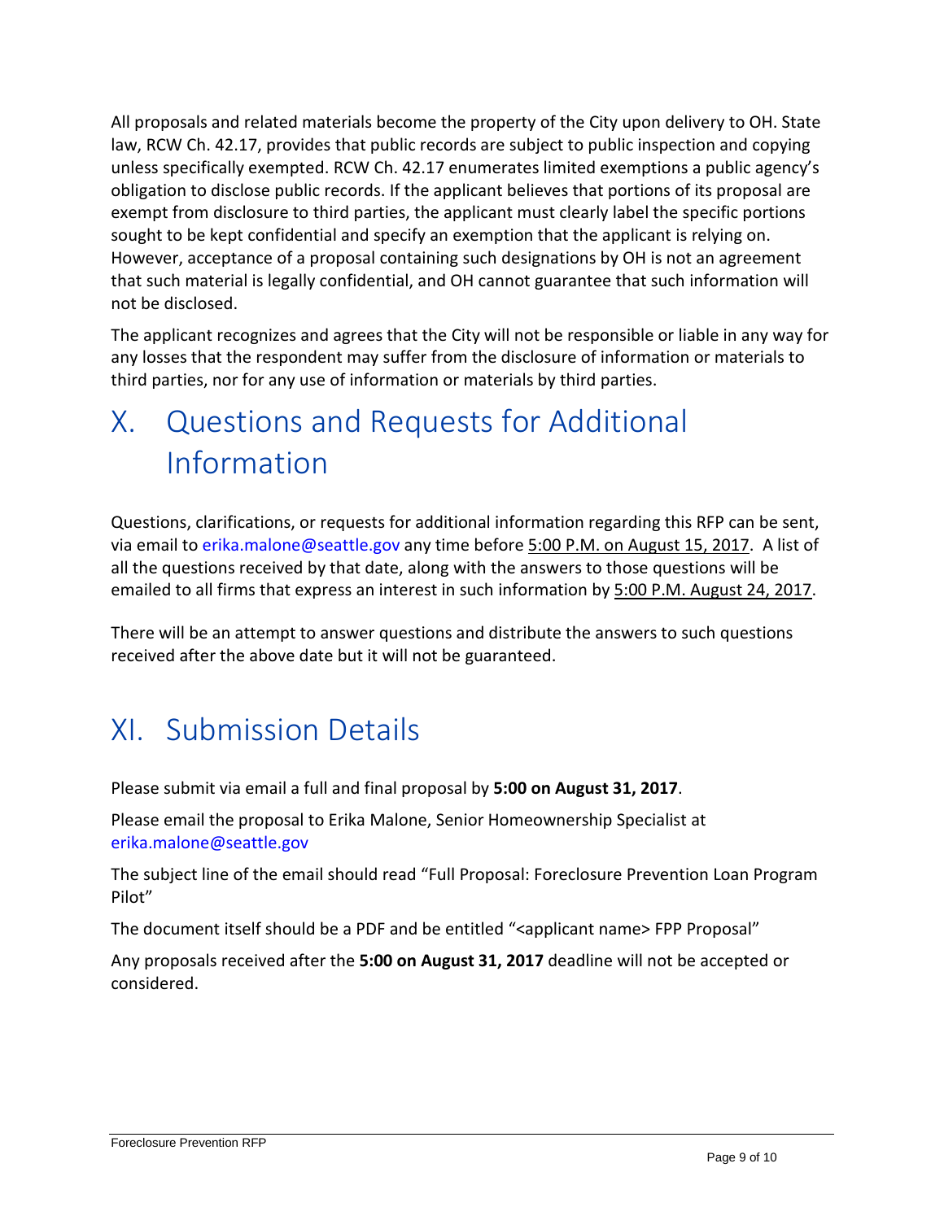All proposals and related materials become the property of the City upon delivery to OH. State law, RCW Ch. 42.17, provides that public records are subject to public inspection and copying unless specifically exempted. RCW Ch. 42.17 enumerates limited exemptions a public agency's obligation to disclose public records. If the applicant believes that portions of its proposal are exempt from disclosure to third parties, the applicant must clearly label the specific portions sought to be kept confidential and specify an exemption that the applicant is relying on. However, acceptance of a proposal containing such designations by OH is not an agreement that such material is legally confidential, and OH cannot guarantee that such information will not be disclosed.

The applicant recognizes and agrees that the City will not be responsible or liable in any way for any losses that the respondent may suffer from the disclosure of information or materials to third parties, nor for any use of information or materials by third parties.

# X. Questions and Requests for Additional Information

Questions, clarifications, or requests for additional information regarding this RFP can be sent, via email to erika.malone@seattle.gov any time before 5:00 P.M. on August 15, 2017. A list of all the questions received by that date, along with the answers to those questions will be emailed to all firms that express an interest in such information by 5:00 P.M. August 24, 2017.

There will be an attempt to answer questions and distribute the answers to such questions received after the above date but it will not be guaranteed.

# XI. Submission Details

Please submit via email a full and final proposal by **5:00 on August 31, 2017**.

Please email the proposal to Erika Malone, Senior Homeownership Specialist at erika.malone@seattle.gov

The subject line of the email should read "Full Proposal: Foreclosure Prevention Loan Program Pilot"

The document itself should be a PDF and be entitled "<applicant name> FPP Proposal"

Any proposals received after the **5:00 on August 31, 2017** deadline will not be accepted or considered.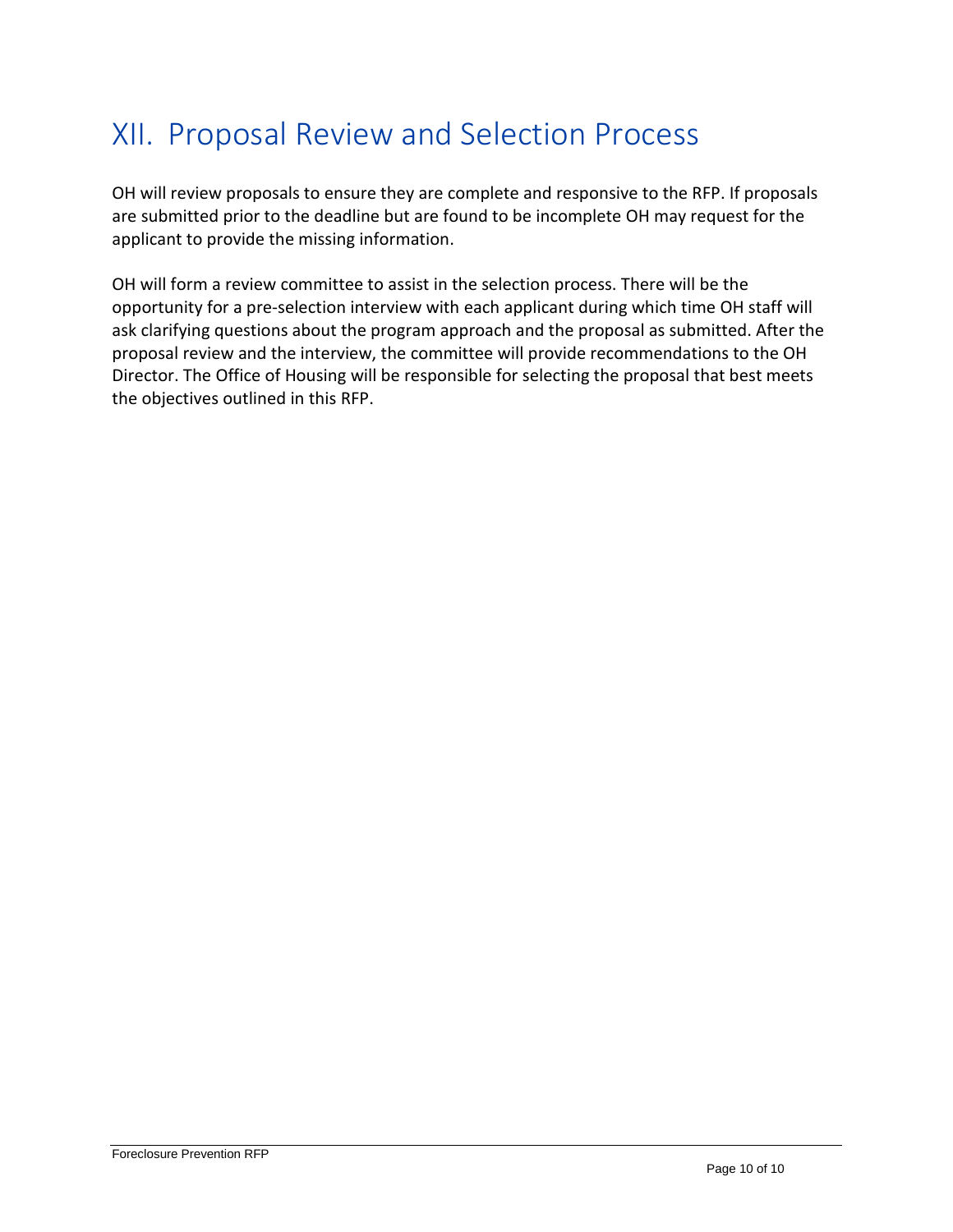# XII. Proposal Review and Selection Process

OH will review proposals to ensure they are complete and responsive to the RFP. If proposals are submitted prior to the deadline but are found to be incomplete OH may request for the applicant to provide the missing information.

OH will form a review committee to assist in the selection process. There will be the opportunity for a pre-selection interview with each applicant during which time OH staff will ask clarifying questions about the program approach and the proposal as submitted. After the proposal review and the interview, the committee will provide recommendations to the OH Director. The Office of Housing will be responsible for selecting the proposal that best meets the objectives outlined in this RFP.